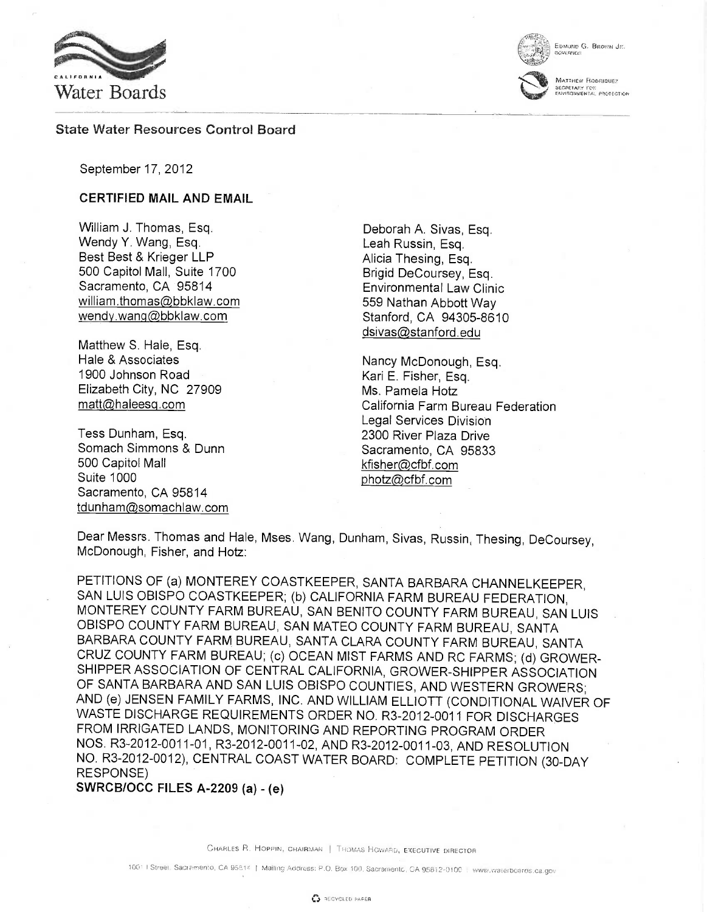California Water Boards

EDMUND G. BROWN JR.
GOVERNOR

MATTHEW RODRIQUEZ
SECRETARY FOR
ENVIRONMENTAL PROTECTION

**State Water Resources Control Board**

September 17, 2012

**CERTIFIED MAIL AND EMAIL**

William J. Thomas, Esq.
Wendy Y. Wang, Esq.
Best Best & Krieger LLP
500 Capitol Mall, Suite 1700
Sacramento, CA 95814
william.thomas@bbklaw.com
wendy.wang@bbklaw.com

Matthew S. Hale, Esq.
Hale & Associates
1900 Johnson Road
Elizabeth City, NC 27909
matt@haleesq.com

Tess Dunham, Esq.
Somach Simmons & Dunn
500 Capitol Mall
Suite 1000
Sacramento, CA 95814
tdunham@somachlaw.com

Deborah A. Sivas, Esq.
Leah Russin, Esq.
Alicia Thesing, Esq.
Brigid DeCoursey, Esq.
Environmental Law Clinic
559 Nathan Abbott Way
Stanford, CA 94305-8610
dsivas@stanford.edu

Nancy McDonough, Esq.
Kari E. Fisher, Esq.
Ms. Pamela Hotz
California Farm Bureau Federation
Legal Services Division
2300 River Plaza Drive
Sacramento, CA 95833
kfisher@cfbf.com
photz@cfbf.com

Dear Messrs. Thomas and Hale, Mses. Wang, Dunham, Sivas, Russin, Thesing, DeCoursey, McDonough, Fisher, and Hotz:

PETITIONS OF (a) MONTEREY COASTKEEPER, SANTA BARBARA CHANNELKEEPER, SAN LUIS OBISPO COASTKEEPER; (b) CALIFORNIA FARM BUREAU FEDERATION, MONTEREY COUNTY FARM BUREAU, SAN BENITO COUNTY FARM BUREAU, SAN LUIS OBISPO COUNTY FARM BUREAU, SAN MATEO COUNTY FARM BUREAU, SANTA BARBARA COUNTY FARM BUREAU, SANTA CLARA COUNTY FARM BUREAU, SANTA CRUZ COUNTY FARM BUREAU; (c) OCEAN MIST FARMS AND RC FARMS; (d) GROWER-SHIPPER ASSOCIATION OF CENTRAL CALIFORNIA, GROWER-SHIPPER ASSOCIATION OF SANTA BARBARA AND SAN LUIS OBISPO COUNTIES, AND WESTERN GROWERS; AND (e) JENSEN FAMILY FARMS, INC. AND WILLIAM ELLIOTT (CONDITIONAL WAIVER OF WASTE DISCHARGE REQUIREMENTS ORDER NO. R3-2012-0011 FOR DISCHARGES FROM IRRIGATED LANDS, MONITORING AND REPORTING PROGRAM ORDER NOS. R3-2012-0011-01, R3-2012-0011-02, AND R3-2012-0011-03, AND RESOLUTION NO. R3-2012-0012), CENTRAL COAST WATER BOARD: COMPLETE PETITION (30-DAY RESPONSE)
**SWRCB/OCC FILES A-2209 (a) - (e)**

CHARLES R. HOPPIN, CHAIRMAN | THOMAS HOWARD, EXECUTIVE DIRECTOR

1001 I Street, Sacramento, CA 95814 | Mailing Address: P.O. Box 100, Sacramento, CA 95812-0100 | www.waterboards.ca.gov

RECYCLED PAPER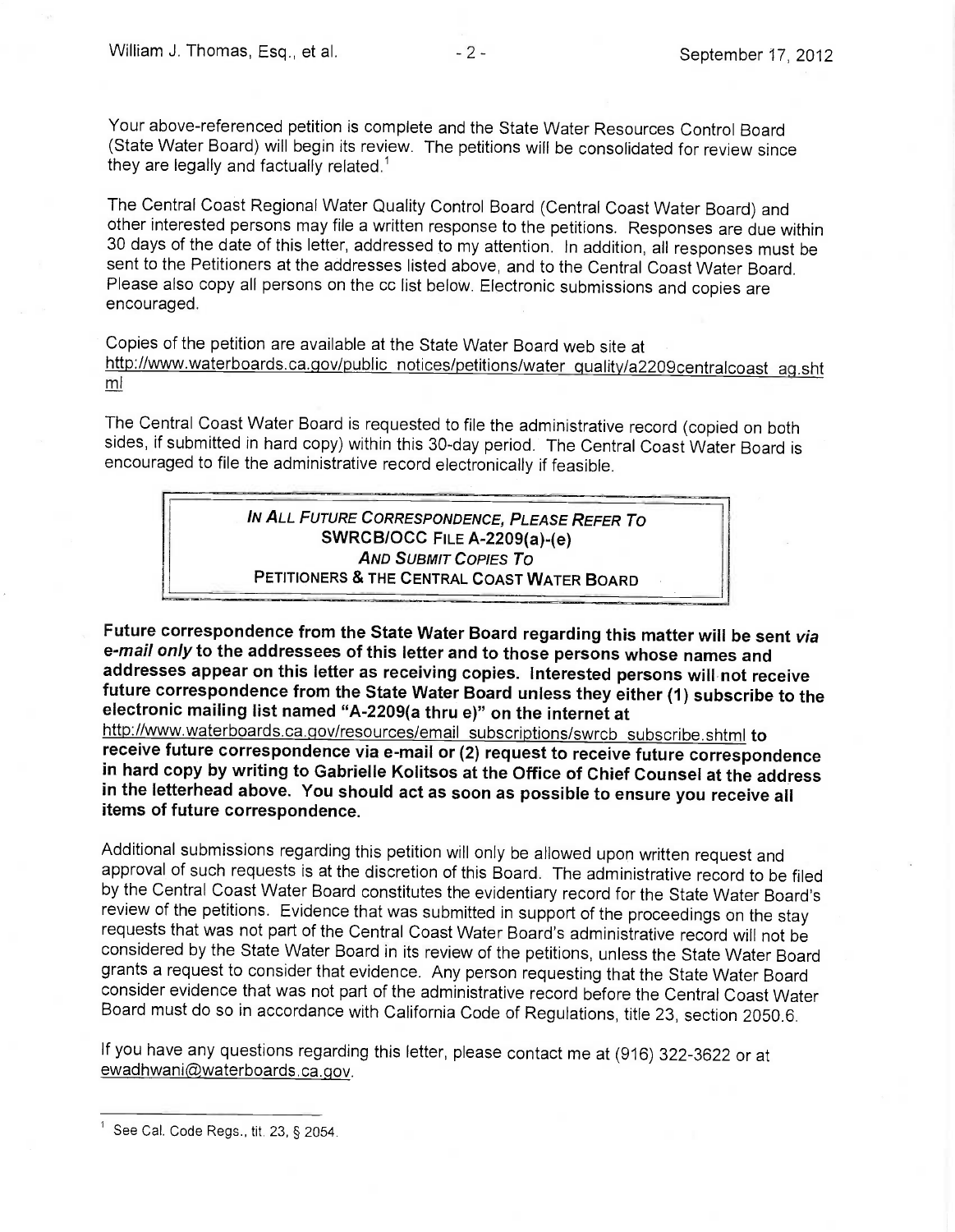Your above-referenced petition is complete and the State Water Resources Control Board (State Water Board) will begin its review. The petitions will be consolidated for review since they are legally and factually related.[1]

The Central Coast Regional Water Quality Control Board (Central Coast Water Board) and other interested persons may file a written response to the petitions. Responses are due within 30 days of the date of this letter, addressed to my attention. In addition, all responses must be sent to the Petitioners at the addresses listed above, and to the Central Coast Water Board. Please also copy all persons on the cc list below. Electronic submissions and copies are encouraged.

Copies of the petition are available at the State Water Board web site at http://www.waterboards.ca.gov/public_notices/petitions/water_quality/a2209centralcoast_ag.shtml

The Central Coast Water Board is requested to file the administrative record (copied on both sides, if submitted in hard copy) within this 30-day period. The Central Coast Water Board is encouraged to file the administrative record electronically if feasible.

> ***IN ALL FUTURE CORRESPONDENCE, PLEASE REFER TO***
> **SWRCB/OCC FILE A-2209(a)-(e)**
> ***AND SUBMIT COPIES TO***
> **PETITIONERS & THE CENTRAL COAST WATER BOARD**

**Future correspondence from the State Water Board regarding this matter will be sent *via e-mail only* to the addressees of this letter and to those persons whose names and addresses appear on this letter as receiving copies. Interested persons will not receive future correspondence from the State Water Board unless they either (1) subscribe to the electronic mailing list named "A-2209(a thru e)" on the internet at** http://www.waterboards.ca.gov/resources/email_subscriptions/swrcb_subscribe.shtml **to receive future correspondence via e-mail or (2) request to receive future correspondence in hard copy by writing to Gabrielle Kolitsos at the Office of Chief Counsel at the address in the letterhead above. You should act as soon as possible to ensure you receive all items of future correspondence.**

Additional submissions regarding this petition will only be allowed upon written request and approval of such requests is at the discretion of this Board. The administrative record to be filed by the Central Coast Water Board constitutes the evidentiary record for the State Water Board's review of the petitions. Evidence that was submitted in support of the proceedings on the stay requests that was not part of the Central Coast Water Board's administrative record will not be considered by the State Water Board in its review of the petitions, unless the State Water Board grants a request to consider that evidence. Any person requesting that the State Water Board consider evidence that was not part of the administrative record before the Central Coast Water Board must do so in accordance with California Code of Regulations, title 23, section 2050.6.

If you have any questions regarding this letter, please contact me at (916) 322-3622 or at ewadhwani@waterboards.ca.gov.

---

[1] See Cal. Code Regs., tit. 23, § 2054.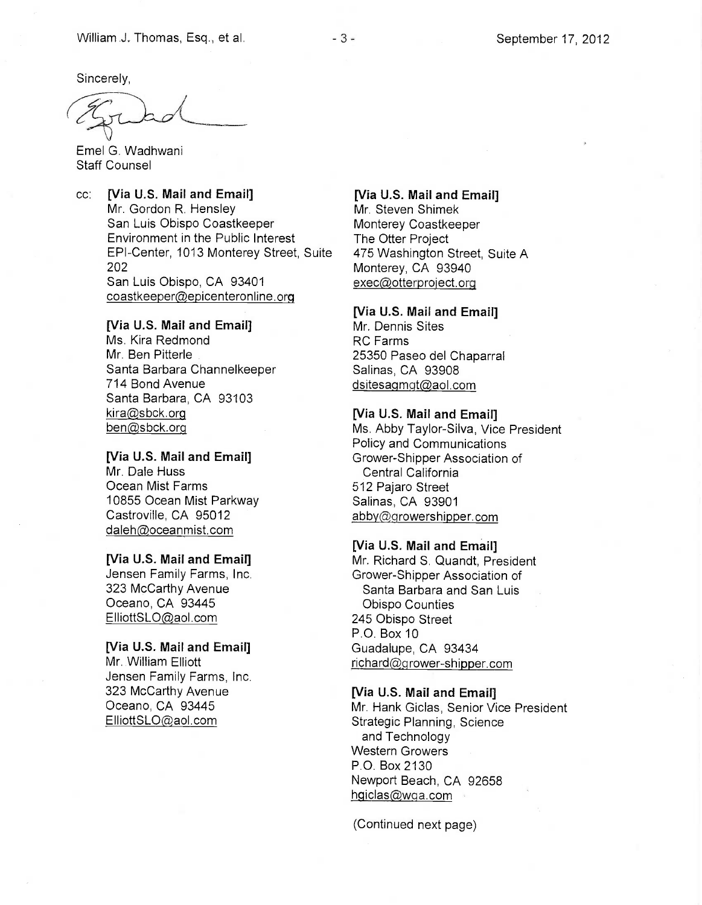Sincerely,

Emel G. Wadhwani
Staff Counsel

cc: **[Via U.S. Mail and Email]**
Mr. Gordon R. Hensley
San Luis Obispo Coastkeeper
Environment in the Public Interest
EPI-Center, 1013 Monterey Street, Suite 202
San Luis Obispo, CA 93401
coastkeeper@epicenteronline.org

**[Via U.S. Mail and Email]**
Ms. Kira Redmond
Mr. Ben Pitterle
Santa Barbara Channelkeeper
714 Bond Avenue
Santa Barbara, CA 93103
kira@sbck.org
ben@sbck.org

**[Via U.S. Mail and Email]**
Mr. Dale Huss
Ocean Mist Farms
10855 Ocean Mist Parkway
Castroville, CA 95012
daleh@oceanmist.com

**[Via U.S. Mail and Email]**
Jensen Family Farms, Inc.
323 McCarthy Avenue
Oceano, CA 93445
ElliottSLO@aol.com

**[Via U.S. Mail and Email]**
Mr. William Elliott
Jensen Family Farms, Inc.
323 McCarthy Avenue
Oceano, CA 93445
ElliottSLO@aol.com

**[Via U.S. Mail and Email]**
Mr. Steven Shimek
Monterey Coastkeeper
The Otter Project
475 Washington Street, Suite A
Monterey, CA 93940
exec@otterproject.org

**[Via U.S. Mail and Email]**
Mr. Dennis Sites
RC Farms
25350 Paseo del Chaparral
Salinas, CA 93908
dsitesagmgt@aol.com

**[Via U.S. Mail and Email]**
Ms. Abby Taylor-Silva, Vice President
Policy and Communications
Grower-Shipper Association of Central California
512 Pajaro Street
Salinas, CA 93901
abby@growershipper.com

**[Via U.S. Mail and Email]**
Mr. Richard S. Quandt, President
Grower-Shipper Association of Santa Barbara and San Luis Obispo Counties
245 Obispo Street
P.O. Box 10
Guadalupe, CA 93434
richard@grower-shipper.com

**[Via U.S. Mail and Email]**
Mr. Hank Giclas, Senior Vice President
Strategic Planning, Science and Technology
Western Growers
P.O. Box 2130
Newport Beach, CA 92658
hgiclas@wga.com

(Continued next page)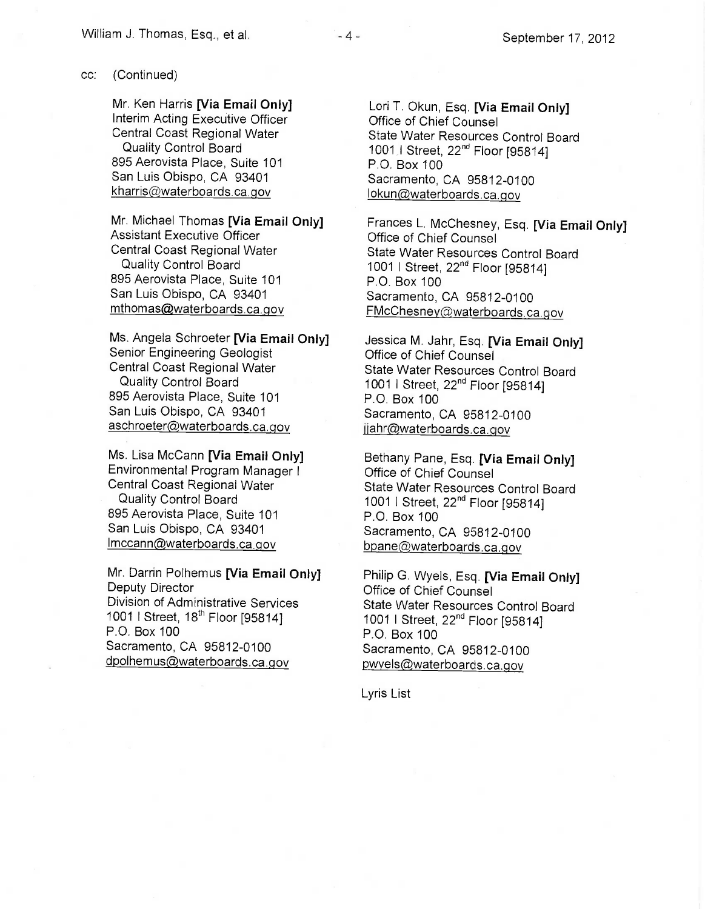cc: (Continued)

Mr. Ken Harris **[Via Email Only]**
Interim Acting Executive Officer
Central Coast Regional Water
Quality Control Board
895 Aerovista Place, Suite 101
San Luis Obispo, CA 93401
kharris@waterboards.ca.gov

Mr. Michael Thomas **[Via Email Only]**
Assistant Executive Officer
Central Coast Regional Water
Quality Control Board
895 Aerovista Place, Suite 101
San Luis Obispo, CA 93401
mthomas@waterboards.ca.gov

Ms. Angela Schroeter **[Via Email Only]**
Senior Engineering Geologist
Central Coast Regional Water
Quality Control Board
895 Aerovista Place, Suite 101
San Luis Obispo, CA 93401
aschroeter@waterboards.ca.gov

Ms. Lisa McCann **[Via Email Only]**
Environmental Program Manager I
Central Coast Regional Water
Quality Control Board
895 Aerovista Place, Suite 101
San Luis Obispo, CA 93401
lmccann@waterboards.ca.gov

Mr. Darrin Polhemus **[Via Email Only]**
Deputy Director
Division of Administrative Services
1001 I Street, 18th Floor [95814]
P.O. Box 100
Sacramento, CA 95812-0100
dpolhemus@waterboards.ca.gov

Lori T. Okun, Esq. **[Via Email Only]**
Office of Chief Counsel
State Water Resources Control Board
1001 I Street, 22nd Floor [95814]
P.O. Box 100
Sacramento, CA 95812-0100
lokun@waterboards.ca.gov

Frances L. McChesney, Esq. **[Via Email Only]**
Office of Chief Counsel
State Water Resources Control Board
1001 I Street, 22nd Floor [95814]
P.O. Box 100
Sacramento, CA 95812-0100
FMcChesney@waterboards.ca.gov

Jessica M. Jahr, Esq. **[Via Email Only]**
Office of Chief Counsel
State Water Resources Control Board
1001 I Street, 22nd Floor [95814]
P.O. Box 100
Sacramento, CA 95812-0100
jjahr@waterboards.ca.gov

Bethany Pane, Esq. **[Via Email Only]**
Office of Chief Counsel
State Water Resources Control Board
1001 I Street, 22nd Floor [95814]
P.O. Box 100
Sacramento, CA 95812-0100
bpane@waterboards.ca.gov

Philip G. Wyels, Esq. **[Via Email Only]**
Office of Chief Counsel
State Water Resources Control Board
1001 I Street, 22nd Floor [95814]
P.O. Box 100
Sacramento, CA 95812-0100
pwyels@waterboards.ca.gov

Lyris List